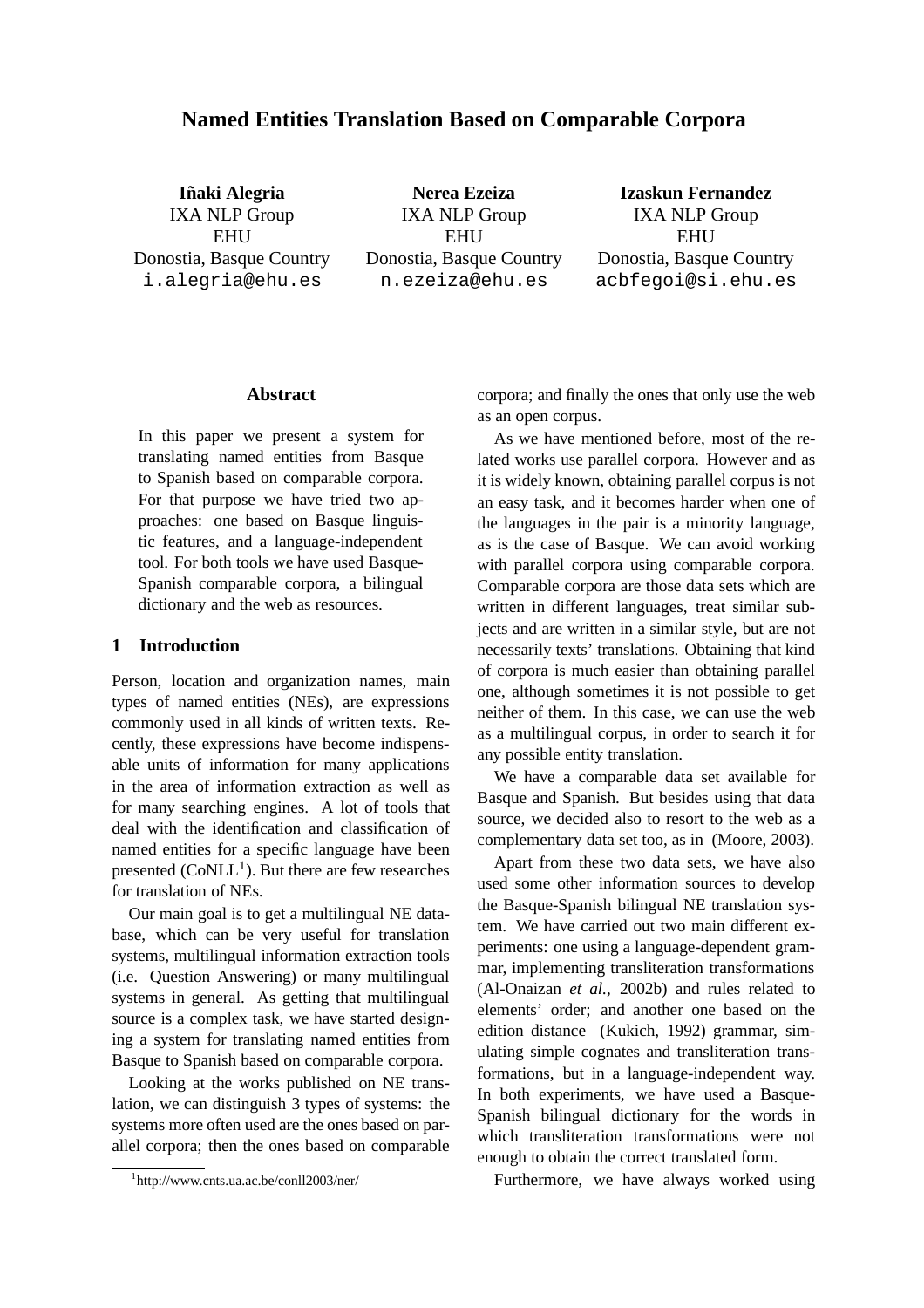# Named Entities Translation Based on Comparable Corpora

**Iñaki Alegria**
IXA NLP Group
EHU
Donostia, Basque Country
i.alegria@ehu.es

**Nerea Ezeiza**
IXA NLP Group
EHU
Donostia, Basque Country
n.ezeiza@ehu.es

**Izaskun Fernandez**
IXA NLP Group
EHU
Donostia, Basque Country
acbfegoi@si.ehu.es

## Abstract

In this paper we present a system for translating named entities from Basque to Spanish based on comparable corpora. For that purpose we have tried two approaches: one based on Basque linguistic features, and a language-independent tool. For both tools we have used Basque-Spanish comparable corpora, a bilingual dictionary and the web as resources.

## 1 Introduction

Person, location and organization names, main types of named entities (NEs), are expressions commonly used in all kinds of written texts. Recently, these expressions have become indispensable units of information for many applications in the area of information extraction as well as for many searching engines. A lot of tools that deal with the identification and classification of named entities for a specific language have been presented (CoNLL[1]). But there are few researches for translation of NEs.

Our main goal is to get a multilingual NE database, which can be very useful for translation systems, multilingual information extraction tools (i.e. Question Answering) or many multilingual systems in general. As getting that multilingual source is a complex task, we have started designing a system for translating named entities from Basque to Spanish based on comparable corpora.

Looking at the works published on NE translation, we can distinguish 3 types of systems: the systems more often used are the ones based on parallel corpora; then the ones based on comparable corpora; and finally the ones that only use the web as an open corpus.

As we have mentioned before, most of the related works use parallel corpora. However and as it is widely known, obtaining parallel corpus is not an easy task, and it becomes harder when one of the languages in the pair is a minority language, as is the case of Basque. We can avoid working with parallel corpora using comparable corpora. Comparable corpora are those data sets which are written in different languages, treat similar subjects and are written in a similar style, but are not necessarily texts' translations. Obtaining that kind of corpora is much easier than obtaining parallel one, although sometimes it is not possible to get neither of them. In this case, we can use the web as a multilingual corpus, in order to search it for any possible entity translation.

We have a comparable data set available for Basque and Spanish. But besides using that data source, we decided also to resort to the web as a complementary data set too, as in (Moore, 2003).

Apart from these two data sets, we have also used some other information sources to develop the Basque-Spanish bilingual NE translation system. We have carried out two main different experiments: one using a language-dependent grammar, implementing transliteration transformations (Al-Onaizan *et al.*, 2002b) and rules related to elements' order; and another one based on the edition distance (Kukich, 1992) grammar, simulating simple cognates and transliteration transformations, but in a language-independent way. In both experiments, we have used a Basque-Spanish bilingual dictionary for the words in which transliteration transformations were not enough to obtain the correct translated form.

Furthermore, we have always worked using

[1] http://www.cnts.ua.ac.be/conll2003/ner/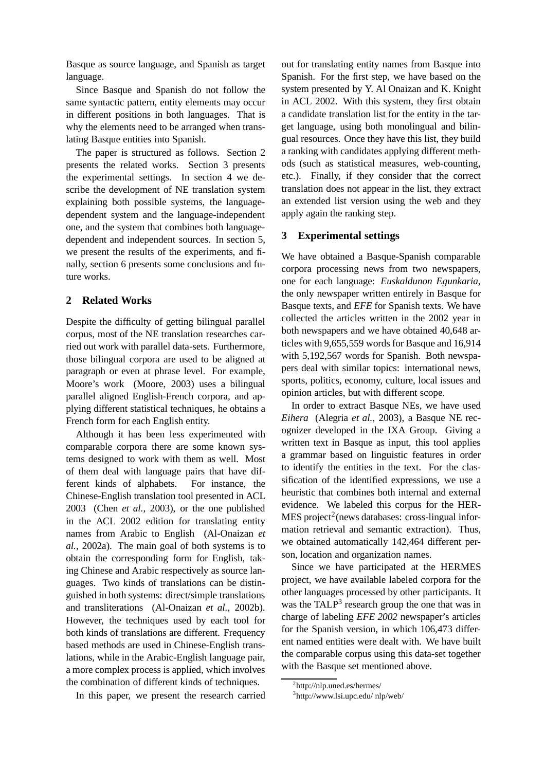Basque as source language, and Spanish as target language.

Since Basque and Spanish do not follow the same syntactic pattern, entity elements may occur in different positions in both languages. That is why the elements need to be arranged when translating Basque entities into Spanish.

The paper is structured as follows. Section 2 presents the related works. Section 3 presents the experimental settings. In section 4 we describe the development of NE translation system explaining both possible systems, the language-dependent system and the language-independent one, and the system that combines both language-dependent and independent sources. In section 5, we present the results of the experiments, and finally, section 6 presents some conclusions and future works.

## 2 Related Works

Despite the difficulty of getting bilingual parallel corpus, most of the NE translation researches carried out work with parallel data-sets. Furthermore, those bilingual corpora are used to be aligned at paragraph or even at phrase level. For example, Moore's work (Moore, 2003) uses a bilingual parallel aligned English-French corpora, and applying different statistical techniques, he obtains a French form for each English entity.

Although it has been less experimented with comparable corpora there are some known systems designed to work with them as well. Most of them deal with language pairs that have different kinds of alphabets. For instance, the Chinese-English translation tool presented in ACL 2003 (Chen *et al.*, 2003), or the one published in the ACL 2002 edition for translating entity names from Arabic to English (Al-Onaizan *et al.*, 2002a). The main goal of both systems is to obtain the corresponding form for English, taking Chinese and Arabic respectively as source languages. Two kinds of translations can be distinguished in both systems: direct/simple translations and transliterations (Al-Onaizan *et al.*, 2002b). However, the techniques used by each tool for both kinds of translations are different. Frequency based methods are used in Chinese-English translations, while in the Arabic-English language pair, a more complex process is applied, which involves the combination of different kinds of techniques.

In this paper, we present the research carried out for translating entity names from Basque into Spanish. For the first step, we have based on the system presented by Y. Al Onaizan and K. Knight in ACL 2002. With this system, they first obtain a candidate translation list for the entity in the target language, using both monolingual and bilingual resources. Once they have this list, they build a ranking with candidates applying different methods (such as statistical measures, web-counting, etc.). Finally, if they consider that the correct translation does not appear in the list, they extract an extended list version using the web and they apply again the ranking step.

## 3 Experimental settings

We have obtained a Basque-Spanish comparable corpora processing news from two newspapers, one for each language: *Euskaldunon Egunkaria*, the only newspaper written entirely in Basque for Basque texts, and *EFE* for Spanish texts. We have collected the articles written in the 2002 year in both newspapers and we have obtained 40,648 articles with 9,655,559 words for Basque and 16,914 with 5,192,567 words for Spanish. Both newspapers deal with similar topics: international news, sports, politics, economy, culture, local issues and opinion articles, but with different scope.

In order to extract Basque NEs, we have used *Eihera* (Alegria *et al.*, 2003), a Basque NE recognizer developed in the IXA Group. Giving a written text in Basque as input, this tool applies a grammar based on linguistic features in order to identify the entities in the text. For the classification of the identified expressions, we use a heuristic that combines both internal and external evidence. We labeled this corpus for the HERMES project[2](news databases: cross-lingual information retrieval and semantic extraction). Thus, we obtained automatically 142,464 different person, location and organization names.

Since we have participated at the HERMES project, we have available labeled corpora for the other languages processed by other participants. It was the TALP[3] research group the one that was in charge of labeling *EFE 2002* newspaper's articles for the Spanish version, in which 106,473 different named entities were dealt with. We have built the comparable corpus using this data-set together with the Basque set mentioned above.

[2]http://nlp.uned.es/hermes/

[3]http://www.lsi.upc.edu/ nlp/web/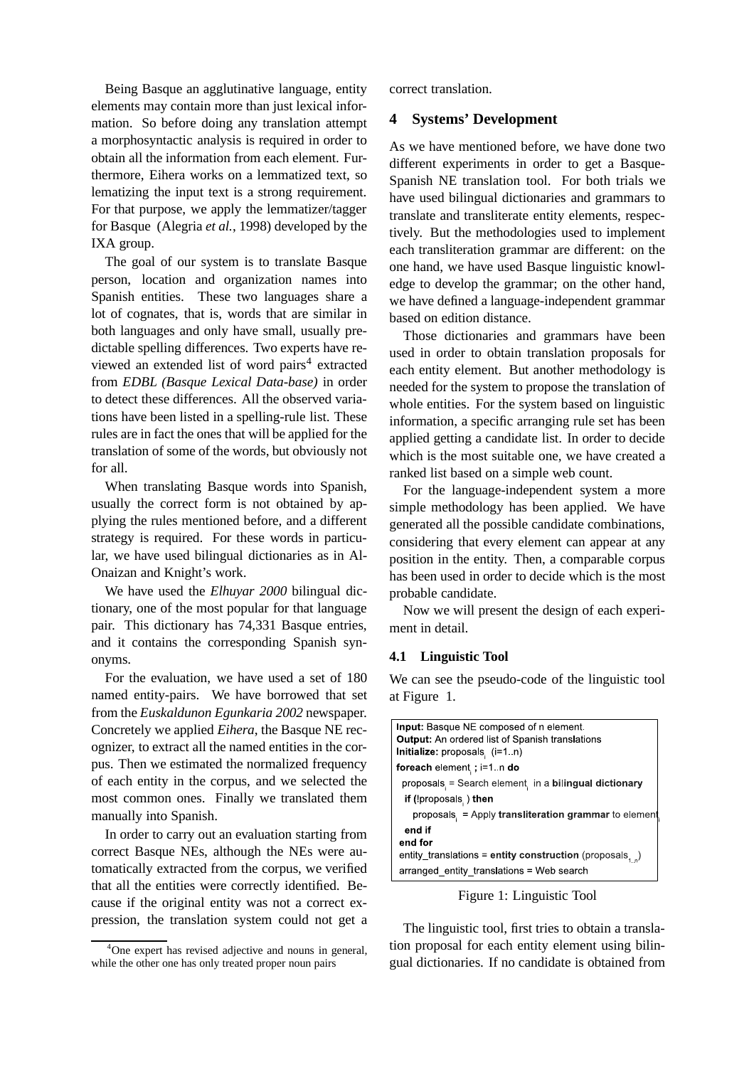Being Basque an agglutinative language, entity elements may contain more than just lexical information. So before doing any translation attempt a morphosyntactic analysis is required in order to obtain all the information from each element. Furthermore, Eihera works on a lemmatized text, so lematizing the input text is a strong requirement. For that purpose, we apply the lemmatizer/tagger for Basque (Alegria *et al.*, 1998) developed by the IXA group.

The goal of our system is to translate Basque person, location and organization names into Spanish entities. These two languages share a lot of cognates, that is, words that are similar in both languages and only have small, usually predictable spelling differences. Two experts have reviewed an extended list of word pairs[4] extracted from *EDBL (Basque Lexical Data-base)* in order to detect these differences. All the observed variations have been listed in a spelling-rule list. These rules are in fact the ones that will be applied for the translation of some of the words, but obviously not for all.

When translating Basque words into Spanish, usually the correct form is not obtained by applying the rules mentioned before, and a different strategy is required. For these words in particular, we have used bilingual dictionaries as in Al-Onaizan and Knight's work.

We have used the *Elhuyar 2000* bilingual dictionary, one of the most popular for that language pair. This dictionary has 74,331 Basque entries, and it contains the corresponding Spanish synonyms.

For the evaluation, we have used a set of 180 named entity-pairs. We have borrowed that set from the *Euskaldunon Egunkaria 2002* newspaper. Concretely we applied *Eihera*, the Basque NE recognizer, to extract all the named entities in the corpus. Then we estimated the normalized frequency of each entity in the corpus, and we selected the most common ones. Finally we translated them manually into Spanish.

In order to carry out an evaluation starting from correct Basque NEs, although the NEs were automatically extracted from the corpus, we verified that all the entities were correctly identified. Because if the original entity was not a correct expression, the translation system could not get a correct translation.

[4] One expert has revised adjective and nouns in general, while the other one has only treated proper noun pairs

## 4 Systems' Development

As we have mentioned before, we have done two different experiments in order to get a Basque-Spanish NE translation tool. For both trials we have used bilingual dictionaries and grammars to translate and transliterate entity elements, respectively. But the methodologies used to implement each transliteration grammar are different: on the one hand, we have used Basque linguistic knowledge to develop the grammar; on the other hand, we have defined a language-independent grammar based on edition distance.

Those dictionaries and grammars have been used in order to obtain translation proposals for each entity element. But another methodology is needed for the system to propose the translation of whole entities. For the system based on linguistic information, a specific arranging rule set has been applied getting a candidate list. In order to decide which is the most suitable one, we have created a ranked list based on a simple web count.

For the language-independent system a more simple methodology has been applied. We have generated all the possible candidate combinations, considering that every element can appear at any position in the entity. Then, a comparable corpus has been used in order to decide which is the most probable candidate.

Now we will present the design of each experiment in detail.

### 4.1 Linguistic Tool

We can see the pseudo-code of the linguistic tool at Figure 1.

```
Input: Basque NE composed of n element.
Output: An ordered list of Spanish translations
Initialize: proposals_i (i=1..n)
foreach element_i ; i=1..n do
  proposals_i = Search element_i in a bilingual dictionary
  if (!proposals_i ) then
    proposals_i = Apply transliteration grammar to element_i
  end if
end for
entity_translations = entity construction (proposals_1..n)
arranged_entity_translations = Web search
```

Figure 1: Linguistic Tool

The linguistic tool, first tries to obtain a translation proposal for each entity element using bilingual dictionaries. If no candidate is obtained from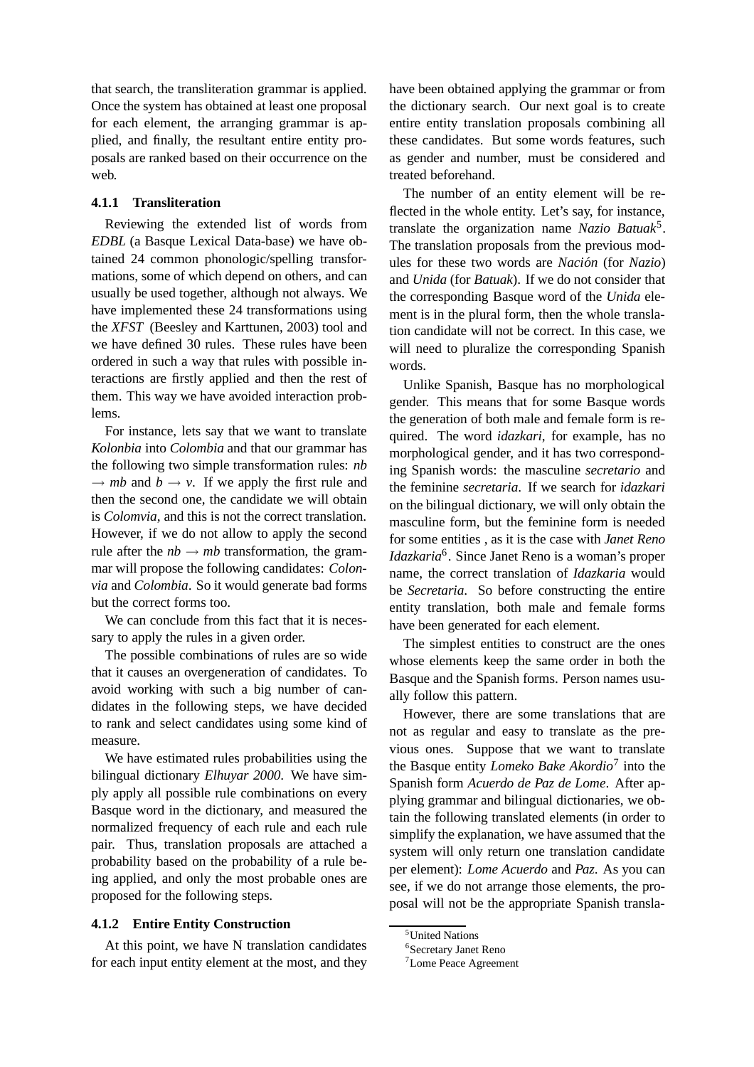that search, the transliteration grammar is applied. Once the system has obtained at least one proposal for each element, the arranging grammar is applied, and finally, the resultant entire entity proposals are ranked based on their occurrence on the web.

#### 4.1.1 Transliteration

Reviewing the extended list of words from *EDBL* (a Basque Lexical Data-base) we have obtained 24 common phonologic/spelling transformations, some of which depend on others, and can usually be used together, although not always. We have implemented these 24 transformations using the *XFST* (Beesley and Karttunen, 2003) tool and we have defined 30 rules. These rules have been ordered in such a way that rules with possible interactions are firstly applied and then the rest of them. This way we have avoided interaction problems.

For instance, lets say that we want to translate *Kolonbia* into *Colombia* and that our grammar has the following two simple transformation rules: $nb \rightarrow mb$ and $b \rightarrow v$. If we apply the first rule and then the second one, the candidate we will obtain is *Colomvia*, and this is not the correct translation. However, if we do not allow to apply the second rule after the $nb \rightarrow mb$ transformation, the grammar will propose the following candidates: *Colonvia* and *Colombia*. So it would generate bad forms but the correct forms too.

We can conclude from this fact that it is necessary to apply the rules in a given order.

The possible combinations of rules are so wide that it causes an overgeneration of candidates. To avoid working with such a big number of candidates in the following steps, we have decided to rank and select candidates using some kind of measure.

We have estimated rules probabilities using the bilingual dictionary *Elhuyar 2000*. We have simply apply all possible rule combinations on every Basque word in the dictionary, and measured the normalized frequency of each rule and each rule pair. Thus, translation proposals are attached a probability based on the probability of a rule being applied, and only the most probable ones are proposed for the following steps.

#### 4.1.2 Entire Entity Construction

At this point, we have N translation candidates for each input entity element at the most, and they have been obtained applying the grammar or from the dictionary search. Our next goal is to create entire entity translation proposals combining all these candidates. But some words features, such as gender and number, must be considered and treated beforehand.

The number of an entity element will be reflected in the whole entity. Let's say, for instance, translate the organization name *Nazio Batuak*[5]. The translation proposals from the previous modules for these two words are *Nación* (for *Nazio*) and *Unida* (for *Batuak*). If we do not consider that the corresponding Basque word of the *Unida* element is in the plural form, then the whole translation candidate will not be correct. In this case, we will need to pluralize the corresponding Spanish words.

Unlike Spanish, Basque has no morphological gender. This means that for some Basque words the generation of both male and female form is required. The word *idazkari*, for example, has no morphological gender, and it has two corresponding Spanish words: the masculine *secretario* and the feminine *secretaria*. If we search for *idazkari* on the bilingual dictionary, we will only obtain the masculine form, but the feminine form is needed for some entities , as it is the case with *Janet Reno Idazkaria*[6]. Since Janet Reno is a woman's proper name, the correct translation of *Idazkaria* would be *Secretaria*. So before constructing the entire entity translation, both male and female forms have been generated for each element.

The simplest entities to construct are the ones whose elements keep the same order in both the Basque and the Spanish forms. Person names usually follow this pattern.

However, there are some translations that are not as regular and easy to translate as the previous ones. Suppose that we want to translate the Basque entity *Lomeko Bake Akordio*[7] into the Spanish form *Acuerdo de Paz de Lome*. After applying grammar and bilingual dictionaries, we obtain the following translated elements (in order to simplify the explanation, we have assumed that the system will only return one translation candidate per element): *Lome Acuerdo* and *Paz*. As you can see, if we do not arrange those elements, the proposal will not be the appropriate Spanish transla-

[5]United Nations

[6]Secretary Janet Reno

[7]Lome Peace Agreement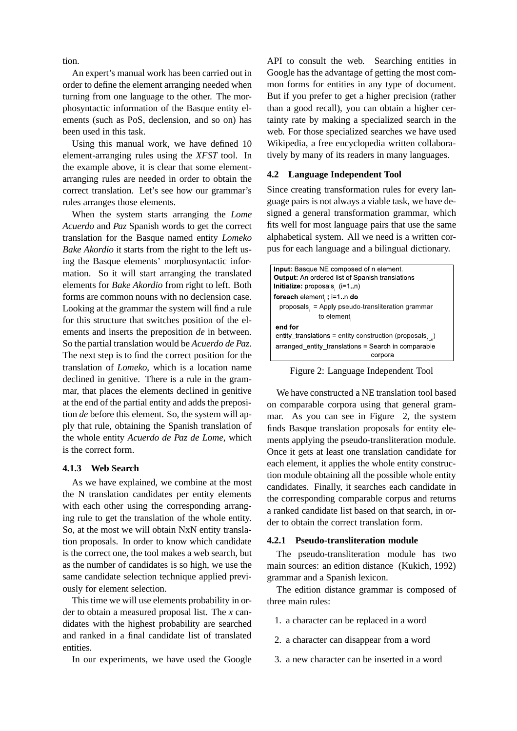tion.

An expert's manual work has been carried out in order to define the element arranging needed when turning from one language to the other. The morphosyntactic information of the Basque entity elements (such as PoS, declension, and so on) has been used in this task.

Using this manual work, we have defined 10 element-arranging rules using the *XFST* tool. In the example above, it is clear that some element-arranging rules are needed in order to obtain the correct translation. Let's see how our grammar's rules arranges those elements.

When the system starts arranging the *Lome Acuerdo* and *Paz* Spanish words to get the correct translation for the Basque named entity *Lomeko Bake Akordio* it starts from the right to the left using the Basque elements' morphosyntactic information. So it will start arranging the translated elements for *Bake Akordio* from right to left. Both forms are common nouns with no declension case. Looking at the grammar the system will find a rule for this structure that switches position of the elements and inserts the preposition *de* in between. So the partial translation would be *Acuerdo de Paz*. The next step is to find the correct position for the translation of *Lomeko*, which is a location name declined in genitive. There is a rule in the grammar, that places the elements declined in genitive at the end of the partial entity and adds the preposition *de* before this element. So, the system will apply that rule, obtaining the Spanish translation of the whole entity *Acuerdo de Paz de Lome*, which is the correct form.

#### 4.1.3 Web Search

As we have explained, we combine at the most the N translation candidates per entity elements with each other using the corresponding arranging rule to get the translation of the whole entity. So, at the most we will obtain NxN entity translation proposals. In order to know which candidate is the correct one, the tool makes a web search, but as the number of candidates is so high, we use the same candidate selection technique applied previously for element selection.

This time we will use elements probability in order to obtain a measured proposal list. The *x* candidates with the highest probability are searched and ranked in a final candidate list of translated entities.

In our experiments, we have used the Google API to consult the web. Searching entities in Google has the advantage of getting the most common forms for entities in any type of document. But if you prefer to get a higher precision (rather than a good recall), you can obtain a higher certainty rate by making a specialized search in the web. For those specialized searches we have used Wikipedia, a free encyclopedia written collaboratively by many of its readers in many languages.

### 4.2 Language Independent Tool

Since creating transformation rules for every language pairs is not always a viable task, we have designed a general transformation grammar, which fits well for most language pairs that use the same alphabetical system. All we need is a written corpus for each language and a bilingual dictionary.

```
Input: Basque NE composed of n element.
Output: An ordered list of Spanish translations
Initialize: proposals_i (i=1..n)
foreach element_i ; i=1..n do
   proposals_i = Apply pseudo-transliteration grammar
                 to element_i
end for
entity_translations = entity construction (proposals_1..n)
arranged_entity_translations = Search in comparable
                               corpora
```

Figure 2: Language Independent Tool

We have constructed a NE translation tool based on comparable corpora using that general grammar. As you can see in Figure 2, the system finds Basque translation proposals for entity elements applying the pseudo-transliteration module. Once it gets at least one translation candidate for each element, it applies the whole entity construction module obtaining all the possible whole entity candidates. Finally, it searches each candidate in the corresponding comparable corpus and returns a ranked candidate list based on that search, in order to obtain the correct translation form.

#### 4.2.1 Pseudo-transliteration module

The pseudo-transliteration module has two main sources: an edition distance (Kukich, 1992) grammar and a Spanish lexicon.

The edition distance grammar is composed of three main rules:

1. a character can be replaced in a word
2. a character can disappear from a word
3. a new character can be inserted in a word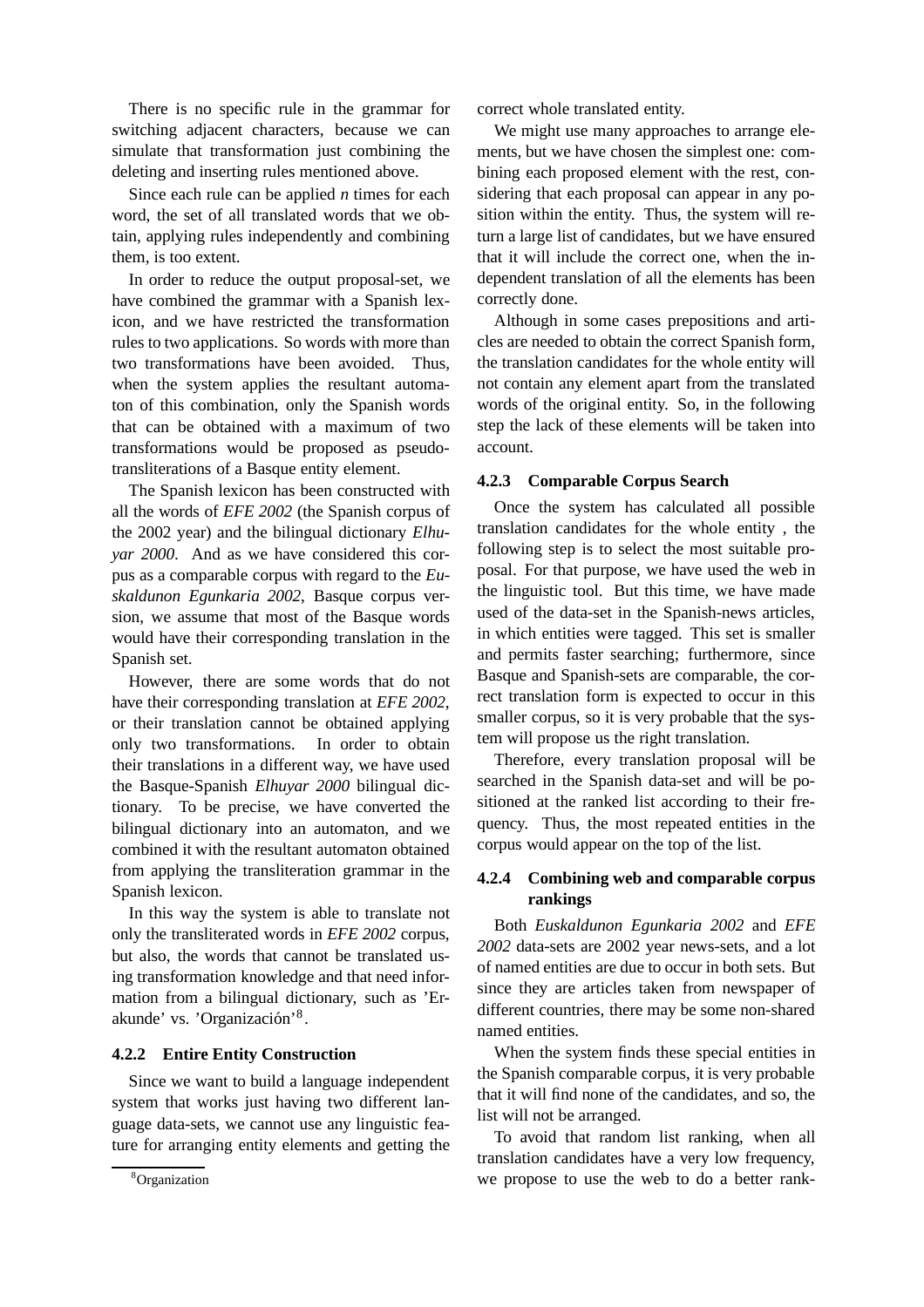There is no specific rule in the grammar for switching adjacent characters, because we can simulate that transformation just combining the deleting and inserting rules mentioned above.

Since each rule can be applied *n* times for each word, the set of all translated words that we obtain, applying rules independently and combining them, is too extent.

In order to reduce the output proposal-set, we have combined the grammar with a Spanish lexicon, and we have restricted the transformation rules to two applications. So words with more than two transformations have been avoided. Thus, when the system applies the resultant automaton of this combination, only the Spanish words that can be obtained with a maximum of two transformations would be proposed as pseudo-transliterations of a Basque entity element.

The Spanish lexicon has been constructed with all the words of *EFE 2002* (the Spanish corpus of the 2002 year) and the bilingual dictionary *Elhuyar 2000*. And as we have considered this corpus as a comparable corpus with regard to the *Euskaldunon Egunkaria 2002*, Basque corpus version, we assume that most of the Basque words would have their corresponding translation in the Spanish set.

However, there are some words that do not have their corresponding translation at *EFE 2002*, or their translation cannot be obtained applying only two transformations. In order to obtain their translations in a different way, we have used the Basque-Spanish *Elhuyar 2000* bilingual dictionary. To be precise, we have converted the bilingual dictionary into an automaton, and we combined it with the resultant automaton obtained from applying the transliteration grammar in the Spanish lexicon.

In this way the system is able to translate not only the transliterated words in *EFE 2002* corpus, but also, the words that cannot be translated using transformation knowledge and that need information from a bilingual dictionary, such as 'Erakunde' vs. 'Organización'[8].

#### 4.2.2 Entire Entity Construction

Since we want to build a language independent system that works just having two different language data-sets, we cannot use any linguistic feature for arranging entity elements and getting the correct whole translated entity.

We might use many approaches to arrange elements, but we have chosen the simplest one: combining each proposed element with the rest, considering that each proposal can appear in any position within the entity. Thus, the system will return a large list of candidates, but we have ensured that it will include the correct one, when the independent translation of all the elements has been correctly done.

Although in some cases prepositions and articles are needed to obtain the correct Spanish form, the translation candidates for the whole entity will not contain any element apart from the translated words of the original entity. So, in the following step the lack of these elements will be taken into account.

#### 4.2.3 Comparable Corpus Search

Once the system has calculated all possible translation candidates for the whole entity , the following step is to select the most suitable proposal. For that purpose, we have used the web in the linguistic tool. But this time, we have made used of the data-set in the Spanish-news articles, in which entities were tagged. This set is smaller and permits faster searching; furthermore, since Basque and Spanish-sets are comparable, the correct translation form is expected to occur in this smaller corpus, so it is very probable that the system will propose us the right translation.

Therefore, every translation proposal will be searched in the Spanish data-set and will be positioned at the ranked list according to their frequency. Thus, the most repeated entities in the corpus would appear on the top of the list.

#### 4.2.4 Combining web and comparable corpus rankings

Both *Euskaldunon Egunkaria 2002* and *EFE 2002* data-sets are 2002 year news-sets, and a lot of named entities are due to occur in both sets. But since they are articles taken from newspaper of different countries, there may be some non-shared named entities.

When the system finds these special entities in the Spanish comparable corpus, it is very probable that it will find none of the candidates, and so, the list will not be arranged.

To avoid that random list ranking, when all translation candidates have a very low frequency, we propose to use the web to do a better rank-

[8] Organization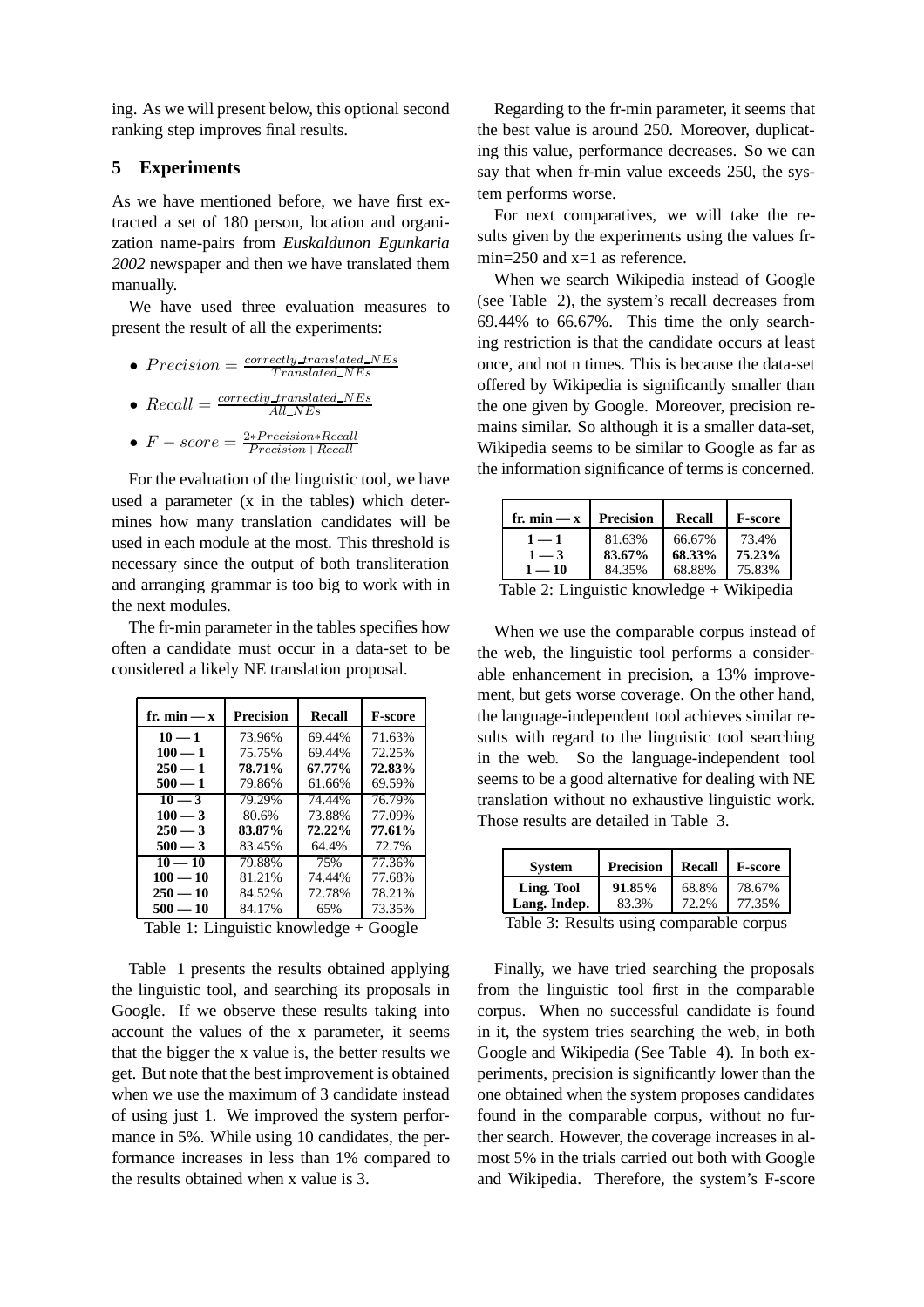ing. As we will present below, this optional second ranking step improves final results.

## 5 Experiments

As we have mentioned before, we have first extracted a set of 180 person, location and organization name-pairs from *Euskaldunon Egunkaria 2002* newspaper and then we have translated them manually.

We have used three evaluation measures to present the result of all the experiments:

- $Precision = \frac{correctly\_translated\_NEs}{Translated\_NEs}$
- $Recall = \frac{correctly\_translated\_NEs}{All\_NEs}$
- $F-score = \frac{2*Precision*Recall}{Precision+Recall}$

For the evaluation of the linguistic tool, we have used a parameter (x in the tables) which determines how many translation candidates will be used in each module at the most. This threshold is necessary since the output of both transliteration and arranging grammar is too big to work with in the next modules.

The fr-min parameter in the tables specifies how often a candidate must occur in a data-set to be considered a likely NE translation proposal.

| fr. min — x | Precision | Recall | F-score |
|---|---|---|---|
| **10 — 1** | 73.96% | 69.44% | 71.63% |
| **100 — 1** | 75.75% | 69.44% | 72.25% |
| **250 — 1** | **78.71%** | **67.77%** | **72.83%** |
| **500 — 1** | 79.86% | 61.66% | 69.59% |
| **10 — 3** | 79.29% | 74.44% | 76.79% |
| **100 — 3** | 80.6% | 73.88% | 77.09% |
| **250 — 3** | **83.87%** | **72.22%** | **77.61%** |
| **500 — 3** | 83.45% | 64.4% | 72.7% |
| **10 — 10** | 79.88% | 75% | 77.36% |
| **100 — 10** | 81.21% | 74.44% | 77.68% |
| **250 — 10** | 84.52% | 72.78% | 78.21% |
| **500 — 10** | 84.17% | 65% | 73.35% |

Table 1: Linguistic knowledge + Google

Table 1 presents the results obtained applying the linguistic tool, and searching its proposals in Google. If we observe these results taking into account the values of the x parameter, it seems that the bigger the x value is, the better results we get. But note that the best improvement is obtained when we use the maximum of 3 candidate instead of using just 1. We improved the system performance in 5%. While using 10 candidates, the performance increases in less than 1% compared to the results obtained when x value is 3.

Regarding to the fr-min parameter, it seems that the best value is around 250. Moreover, duplicating this value, performance decreases. So we can say that when fr-min value exceeds 250, the system performs worse.

For next comparatives, we will take the results given by the experiments using the values fr-min=250 and x=1 as reference.

When we search Wikipedia instead of Google (see Table 2), the system's recall decreases from 69.44% to 66.67%. This time the only searching restriction is that the candidate occurs at least once, and not n times. This is because the data-set offered by Wikipedia is significantly smaller than the one given by Google. Moreover, precision remains similar. So although it is a smaller data-set, Wikipedia seems to be similar to Google as far as the information significance of terms is concerned.

| fr. min — x | Precision | Recall | F-score |
|---|---|---|---|
| **1 — 1** | 81.63% | 66.67% | 73.4% |
| **1 — 3** | **83.67%** | **68.33%** | **75.23%** |
| **1 — 10** | 84.35% | 68.88% | 75.83% |

Table 2: Linguistic knowledge + Wikipedia

When we use the comparable corpus instead of the web, the linguistic tool performs a considerable enhancement in precision, a 13% improvement, but gets worse coverage. On the other hand, the language-independent tool achieves similar results with regard to the linguistic tool searching in the web. So the language-independent tool seems to be a good alternative for dealing with NE translation without no exhaustive linguistic work. Those results are detailed in Table 3.

| System | Precision | Recall | F-score |
|---|---|---|---|
| **Ling. Tool** | **91.85%** | 68.8% | 78.67% |
| **Lang. Indep.** | 83.3% | 72.2% | 77.35% |

Table 3: Results using comparable corpus

Finally, we have tried searching the proposals from the linguistic tool first in the comparable corpus. When no successful candidate is found in it, the system tries searching the web, in both Google and Wikipedia (See Table 4). In both experiments, precision is significantly lower than the one obtained when the system proposes candidates found in the comparable corpus, without no further search. However, the coverage increases in almost 5% in the trials carried out both with Google and Wikipedia. Therefore, the system's F-score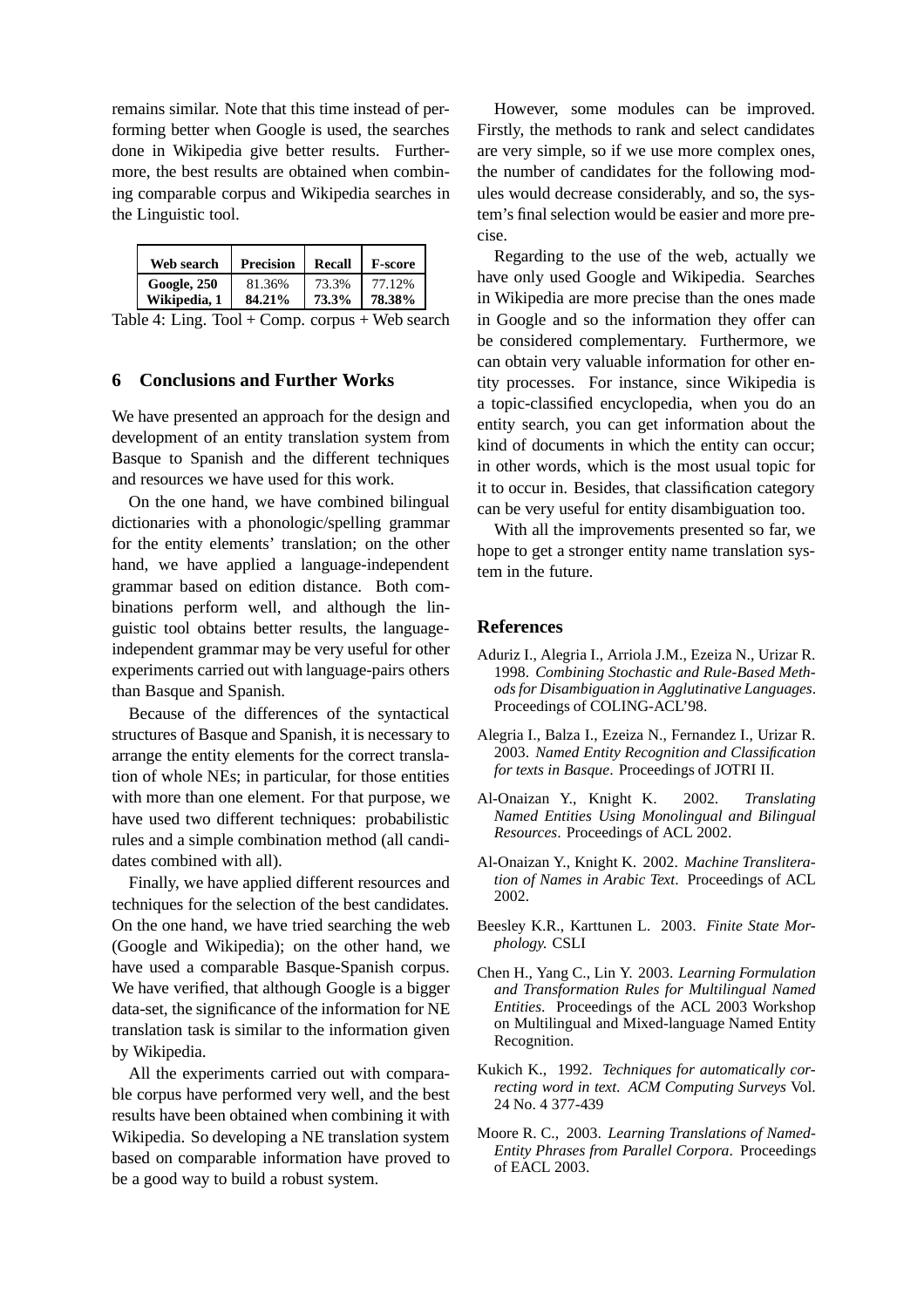remains similar. Note that this time instead of performing better when Google is used, the searches done in Wikipedia give better results. Furthermore, the best results are obtained when combining comparable corpus and Wikipedia searches in the Linguistic tool.

| Web search | Precision | Recall | F-score |
|---|---|---|---|
| **Google, 250** | 81.36% | 73.3% | 77.12% |
| **Wikipedia, 1** | **84.21%** | **73.3%** | **78.38%** |

Table 4: Ling. Tool + Comp. corpus + Web search

## 6 Conclusions and Further Works

We have presented an approach for the design and development of an entity translation system from Basque to Spanish and the different techniques and resources we have used for this work.

On the one hand, we have combined bilingual dictionaries with a phonologic/spelling grammar for the entity elements' translation; on the other hand, we have applied a language-independent grammar based on edition distance. Both combinations perform well, and although the linguistic tool obtains better results, the language-independent grammar may be very useful for other experiments carried out with language-pairs others than Basque and Spanish.

Because of the differences of the syntactical structures of Basque and Spanish, it is necessary to arrange the entity elements for the correct translation of whole NEs; in particular, for those entities with more than one element. For that purpose, we have used two different techniques: probabilistic rules and a simple combination method (all candidates combined with all).

Finally, we have applied different resources and techniques for the selection of the best candidates. On the one hand, we have tried searching the web (Google and Wikipedia); on the other hand, we have used a comparable Basque-Spanish corpus. We have verified, that although Google is a bigger data-set, the significance of the information for NE translation task is similar to the information given by Wikipedia.

All the experiments carried out with comparable corpus have performed very well, and the best results have been obtained when combining it with Wikipedia. So developing a NE translation system based on comparable information have proved to be a good way to build a robust system.

However, some modules can be improved. Firstly, the methods to rank and select candidates are very simple, so if we use more complex ones, the number of candidates for the following modules would decrease considerably, and so, the system's final selection would be easier and more precise.

Regarding to the use of the web, actually we have only used Google and Wikipedia. Searches in Wikipedia are more precise than the ones made in Google and so the information they offer can be considered complementary. Furthermore, we can obtain very valuable information for other entity processes. For instance, since Wikipedia is a topic-classified encyclopedia, when you do an entity search, you can get information about the kind of documents in which the entity can occur; in other words, which is the most usual topic for it to occur in. Besides, that classification category can be very useful for entity disambiguation too.

With all the improvements presented so far, we hope to get a stronger entity name translation system in the future.

## References

Aduriz I., Alegria I., Arriola J.M., Ezeiza N., Urizar R. 1998. *Combining Stochastic and Rule-Based Methods for Disambiguation in Agglutinative Languages*. Proceedings of COLING-ACL'98.

Alegria I., Balza I., Ezeiza N., Fernandez I., Urizar R. 2003. *Named Entity Recognition and Classification for texts in Basque*. Proceedings of JOTRI II.

Al-Onaizan Y., Knight K. 2002. *Translating Named Entities Using Monolingual and Bilingual Resources*. Proceedings of ACL 2002.

Al-Onaizan Y., Knight K. 2002. *Machine Transliteration of Names in Arabic Text*. Proceedings of ACL 2002.

Beesley K.R., Karttunen L. 2003. *Finite State Morphology.* CSLI

Chen H., Yang C., Lin Y. 2003. *Learning Formulation and Transformation Rules for Multilingual Named Entities.* Proceedings of the ACL 2003 Workshop on Multilingual and Mixed-language Named Entity Recognition.

Kukich K., 1992. *Techniques for automatically correcting word in text*. *ACM Computing Surveys* Vol. 24 No. 4 377-439

Moore R. C., 2003. *Learning Translations of Named-Entity Phrases from Parallel Corpora*. Proceedings of EACL 2003.